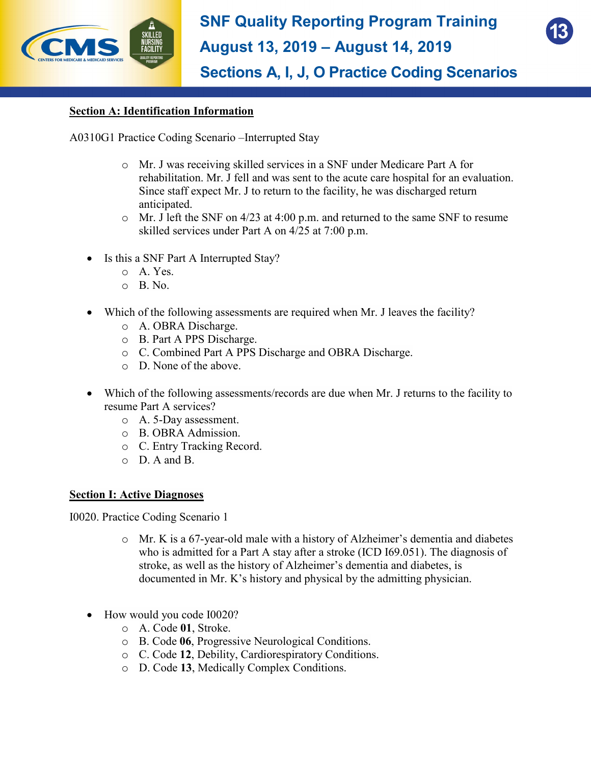# SNF Quality Reporting Program Training

## August 13, 2019 – August 14, 2019

## Sections A, I, J, O Practice Coding Scenarios

### Section A: Identification Information

A0310G1 Practice Coding Scenario –Interrupted Stay

- Mr. J was receiving skilled services in a SNF under Medicare Part A for rehabilitation. Mr. J fell and was sent to the acute care hospital for an evaluation. Since staff expect Mr. J to return to the facility, he was discharged return anticipated.
- Mr. J left the SNF on 4/23 at 4:00 p.m. and returned to the same SNF to resume skilled services under Part A on 4/25 at 7:00 p.m.

- Is this a SNF Part A Interrupted Stay?
  - A. Yes.
  - B. No.

- Which of the following assessments are required when Mr. J leaves the facility?
  - A. OBRA Discharge.
  - B. Part A PPS Discharge.
  - C. Combined Part A PPS Discharge and OBRA Discharge.
  - D. None of the above.

- Which of the following assessments/records are due when Mr. J returns to the facility to resume Part A services?
  - A. 5-Day assessment.
  - B. OBRA Admission.
  - C. Entry Tracking Record.
  - D. A and B.

### Section I: Active Diagnoses

I0020. Practice Coding Scenario 1

- Mr. K is a 67-year-old male with a history of Alzheimer's dementia and diabetes who is admitted for a Part A stay after a stroke (ICD I69.051). The diagnosis of stroke, as well as the history of Alzheimer's dementia and diabetes, is documented in Mr. K's history and physical by the admitting physician.

- How would you code I0020?
  - A. Code **01**, Stroke.
  - B. Code **06**, Progressive Neurological Conditions.
  - C. Code **12**, Debility, Cardiorespiratory Conditions.
  - D. Code **13**, Medically Complex Conditions.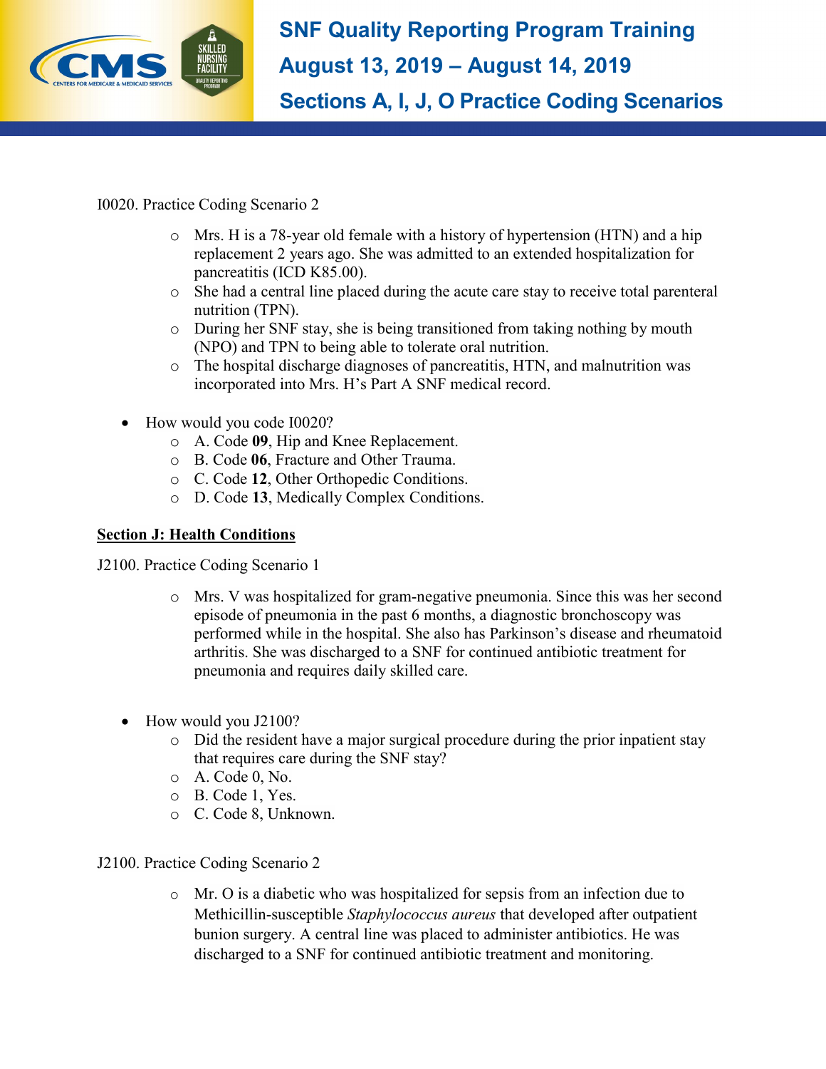I0020. Practice Coding Scenario 2

- Mrs. H is a 78-year old female with a history of hypertension (HTN) and a hip replacement 2 years ago. She was admitted to an extended hospitalization for pancreatitis (ICD K85.00).
- She had a central line placed during the acute care stay to receive total parenteral nutrition (TPN).
- During her SNF stay, she is being transitioned from taking nothing by mouth (NPO) and TPN to being able to tolerate oral nutrition.
- The hospital discharge diagnoses of pancreatitis, HTN, and malnutrition was incorporated into Mrs. H's Part A SNF medical record.

- How would you code I0020?
  - A. Code **09**, Hip and Knee Replacement.
  - B. Code **06**, Fracture and Other Trauma.
  - C. Code **12**, Other Orthopedic Conditions.
  - D. Code **13**, Medically Complex Conditions.

## Section J: Health Conditions

J2100. Practice Coding Scenario 1

- Mrs. V was hospitalized for gram-negative pneumonia. Since this was her second episode of pneumonia in the past 6 months, a diagnostic bronchoscopy was performed while in the hospital. She also has Parkinson's disease and rheumatoid arthritis. She was discharged to a SNF for continued antibiotic treatment for pneumonia and requires daily skilled care.

- How would you J2100?
  - Did the resident have a major surgical procedure during the prior inpatient stay that requires care during the SNF stay?
  - A. Code 0, No.
  - B. Code 1, Yes.
  - C. Code 8, Unknown.

J2100. Practice Coding Scenario 2

- Mr. O is a diabetic who was hospitalized for sepsis from an infection due to Methicillin-susceptible *Staphylococcus aureus* that developed after outpatient bunion surgery. A central line was placed to administer antibiotics. He was discharged to a SNF for continued antibiotic treatment and monitoring.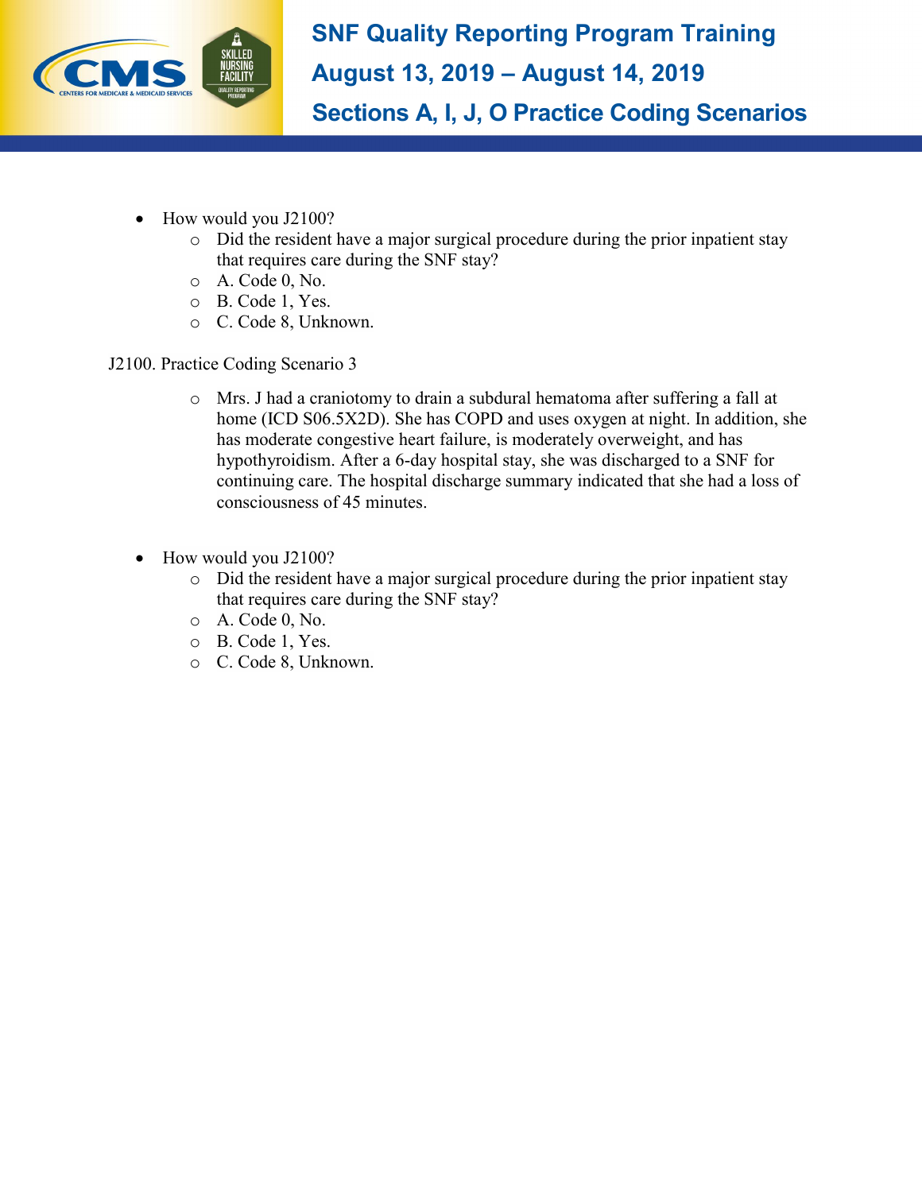- How would you J2100?
    - Did the resident have a major surgical procedure during the prior inpatient stay that requires care during the SNF stay?
    - A. Code 0, No.
    - B. Code 1, Yes.
    - C. Code 8, Unknown.

J2100. Practice Coding Scenario 3

- Mrs. J had a craniotomy to drain a subdural hematoma after suffering a fall at home (ICD S06.5X2D). She has COPD and uses oxygen at night. In addition, she has moderate congestive heart failure, is moderately overweight, and has hypothyroidism. After a 6-day hospital stay, she was discharged to a SNF for continuing care. The hospital discharge summary indicated that she had a loss of consciousness of 45 minutes.

- How would you J2100?
    - Did the resident have a major surgical procedure during the prior inpatient stay that requires care during the SNF stay?
    - A. Code 0, No.
    - B. Code 1, Yes.
    - C. Code 8, Unknown.